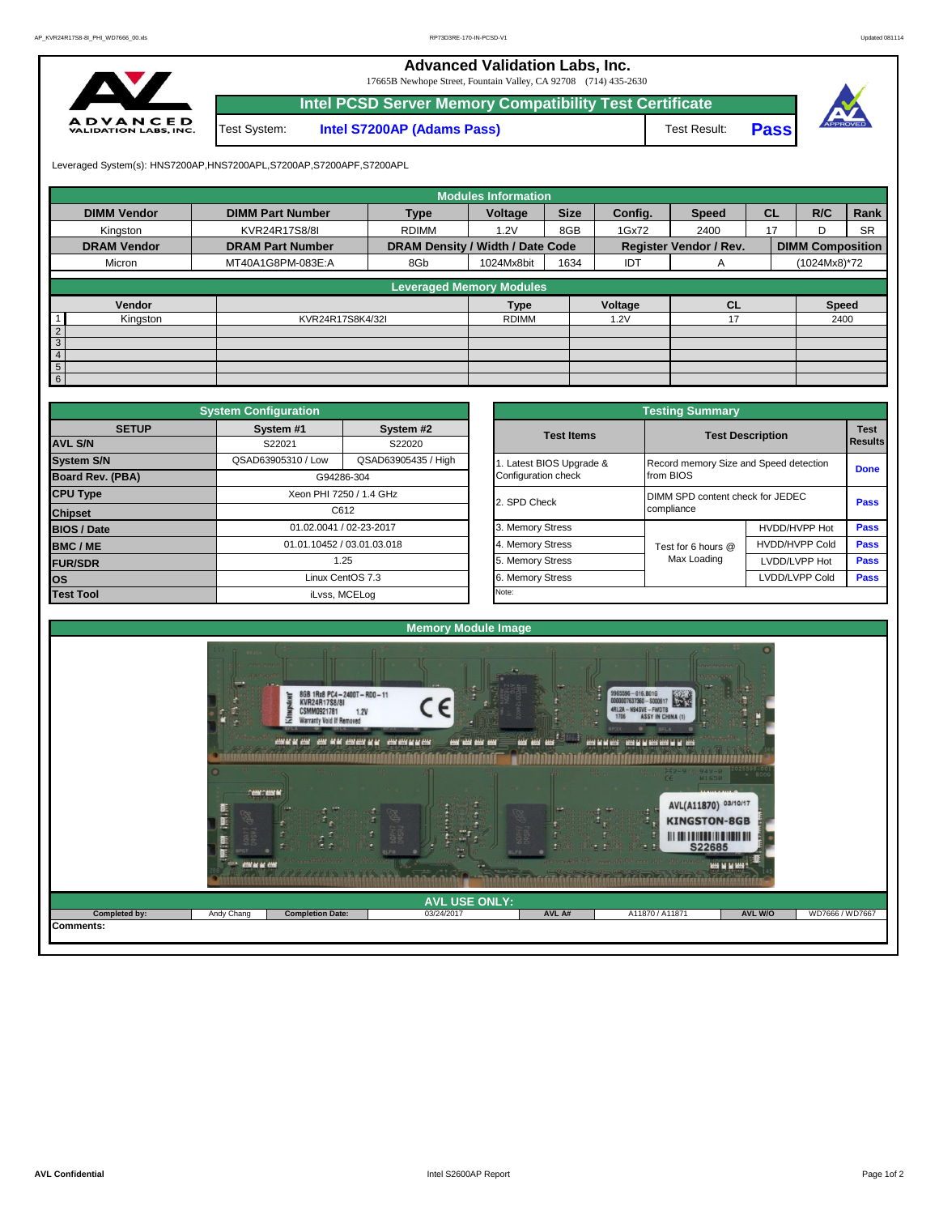# Advanced Validation Labs, Inc.

17665B Newhope Street, Fountain Valley, CA 92708 (714) 435-2630

## Intel PCSD Server Memory Compatibility Test Certificate

| Test System: | Intel S7200AP (Adams Pass) | Test Result: | Pass |
|---|---|---|---|

Leveraged System(s): HNS7200AP,HNS7200APL,S7200AP,S7200APF,S7200APL

**Modules Information**

| DIMM Vendor | DIMM Part Number | Type | Voltage | Size | Config. | Speed | CL | R/C | Rank |
|---|---|---|---|---|---|---|---|---|---|
| Kingston | KVR24R17S8/8I | RDIMM | 1.2V | 8GB | 1Gx72 | 2400 | 17 | D | SR |
| **DRAM Vendor** | **DRAM Part Number** | **DRAM Density / Width / Date Code** | | | **Register Vendor / Rev.** | | | **DIMM Composition** | |
| Micron | MT40A1G8PM-083E:A | 8Gb | 1024Mx8bit | 1634 | IDT | A | | (1024Mx8)*72 | |

**Leveraged Memory Modules**

| | Vendor | | Type | Voltage | CL | Speed |
|---|---|---|---|---|---|---|
| 1 | Kingston | KVR24R17S8K4/32I | RDIMM | 1.2V | 17 | 2400 |
| 2 | | | | | | |
| 3 | | | | | | |
| 4 | | | | | | |
| 5 | | | | | | |
| 6 | | | | | | |

**System Configuration**

| SETUP | System #1 | System #2 |
|---|---|---|
| AVL S/N | S22021 | S22020 |
| System S/N | QSAD63905310 / Low | QSAD63905435 / High |
| Board Rev. (PBA) | G94286-304 | |
| CPU Type | Xeon PHI 7250 / 1.4 GHz | |
| Chipset | C612 | |
| BIOS / Date | 01.02.0041 / 02-23-2017 | |
| BMC / ME | 01.01.10452 / 03.01.03.018 | |
| FUR/SDR | 1.25 | |
| OS | Linux CentOS 7.3 | |
| Test Tool | iLvss, MCELog | |

**Testing Summary**

| Test Items | Test Description | | Test Results |
|---|---|---|---|
| 1. Latest BIOS Upgrade & Configuration check | Record memory Size and Speed detection from BIOS | | Done |
| 2. SPD Check | DIMM SPD content check for JEDEC compliance | | Pass |
| 3. Memory Stress | Test for 6 hours @ Max Loading | HVDD/HVPP Hot | Pass |
| 4. Memory Stress | | HVDD/HVPP Cold | Pass |
| 5. Memory Stress | | LVDD/LVPP Hot | Pass |
| 6. Memory Stress | | LVDD/LVPP Cold | Pass |
| Note: | | | |

**Memory Module Image**

**AVL USE ONLY:**

| Completed by: | Andy Chang | Completion Date: | 03/24/2017 | AVL A# | A11870 / A11871 | AVL W/O | WD7666 / WD7667 |
|---|---|---|---|---|---|---|---|

Comments: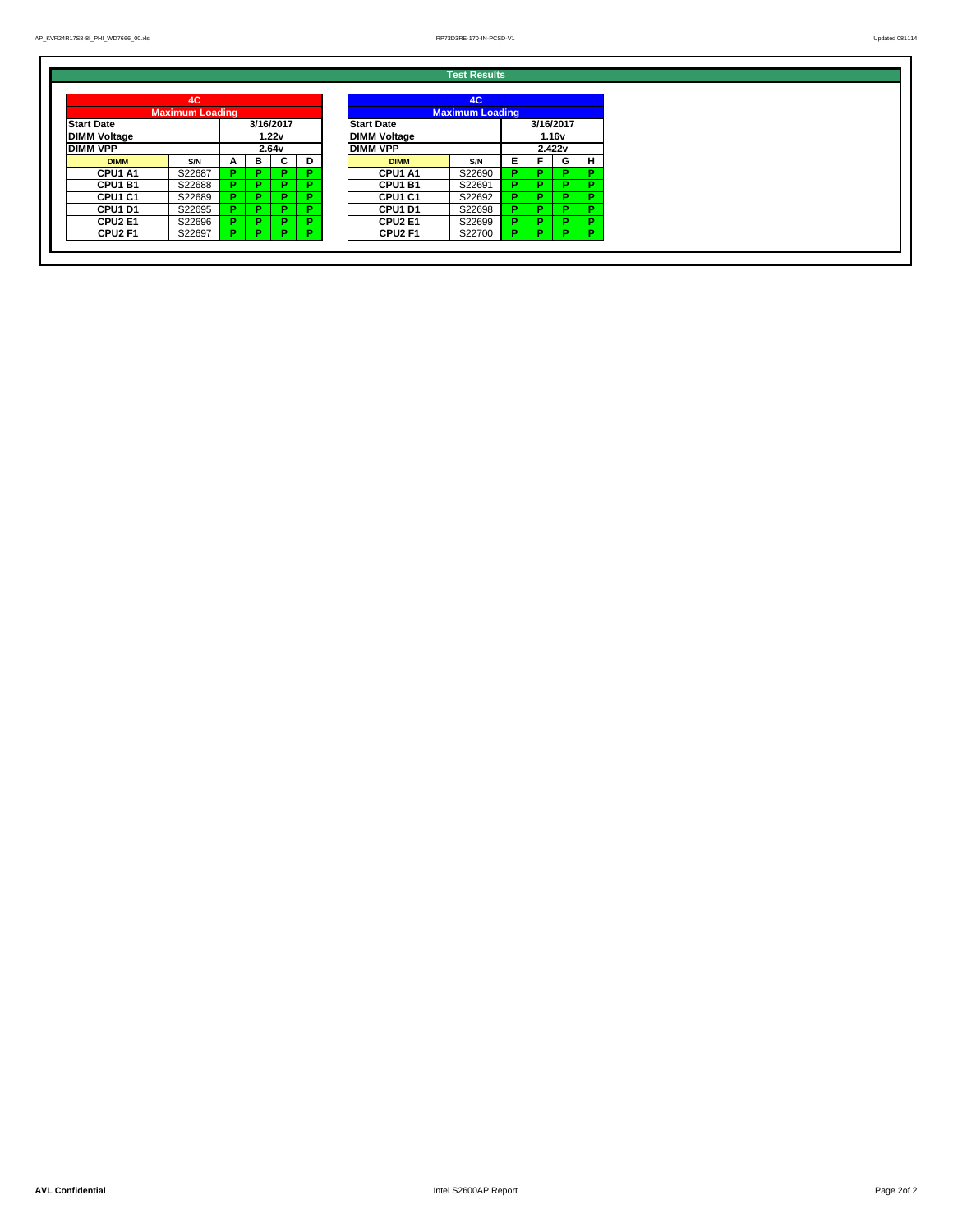## Test Results

| 4C Maximum Loading | | | | | |
|---|---|---|---|---|---|
| **Start Date** | | 3/16/2017 | | | |
| **DIMM Voltage** | | 1.22v | | | |
| **DIMM VPP** | | 2.64v | | | |
| **DIMM** | **S/N** | **A** | **B** | **C** | **D** |
| CPU1 A1 | S22687 | P | P | P | P |
| CPU1 B1 | S22688 | P | P | P | P |
| CPU1 C1 | S22689 | P | P | P | P |
| CPU1 D1 | S22695 | P | P | P | P |
| CPU2 E1 | S22696 | P | P | P | P |
| CPU2 F1 | S22697 | P | P | P | P |

| 4C Maximum Loading | | | | | |
|---|---|---|---|---|---|
| **Start Date** | | 3/16/2017 | | | |
| **DIMM Voltage** | | 1.16v | | | |
| **DIMM VPP** | | 2.422v | | | |
| **DIMM** | **S/N** | **E** | **F** | **G** | **H** |
| CPU1 A1 | S22690 | P | P | P | P |
| CPU1 B1 | S22691 | P | P | P | P |
| CPU1 C1 | S22692 | P | P | P | P |
| CPU1 D1 | S22698 | P | P | P | P |
| CPU2 E1 | S22699 | P | P | P | P |
| CPU2 F1 | S22700 | P | P | P | P |